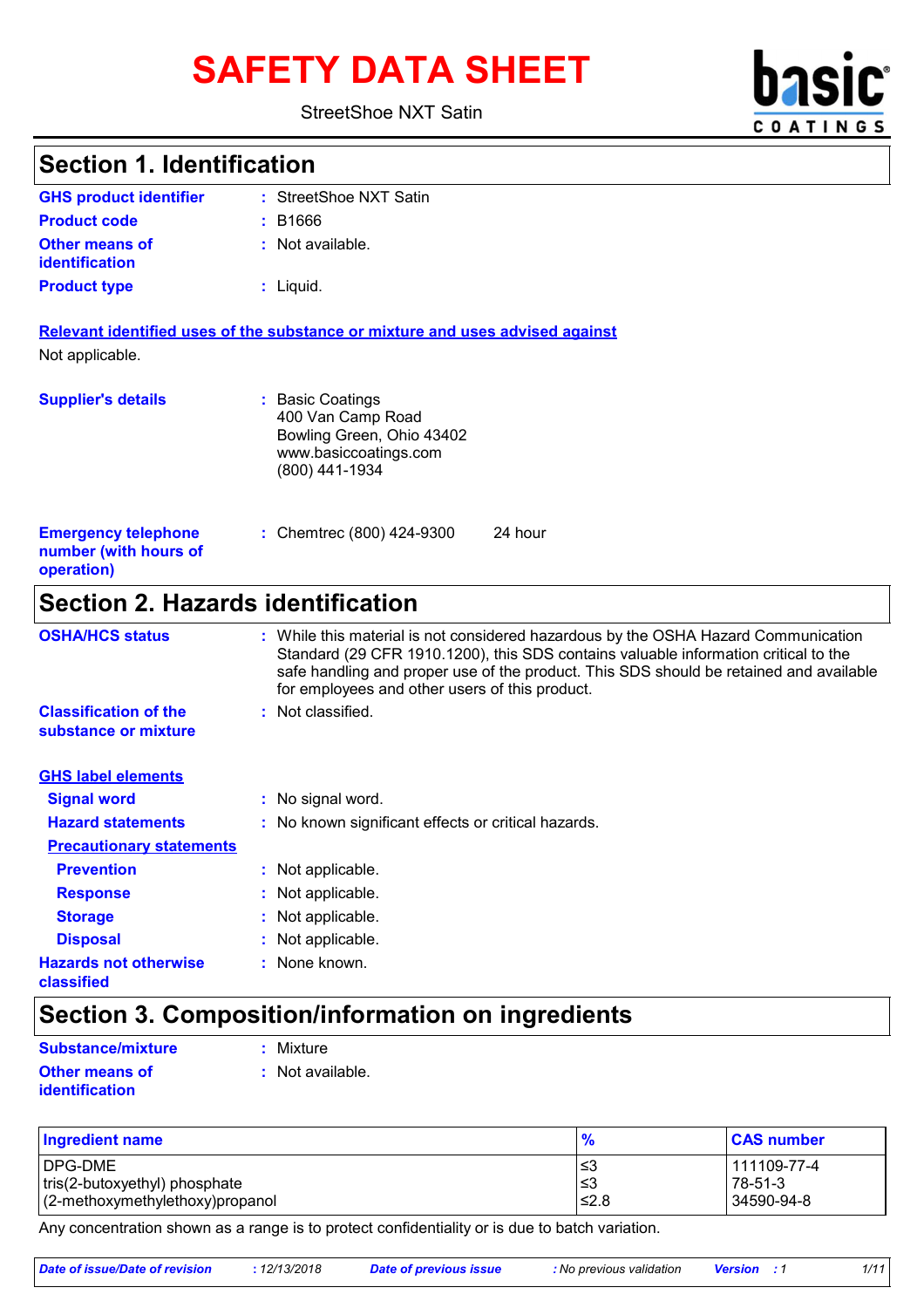# SAFETY DATA SHEET

StreetShoe NXT Satin

## Section 1. Identification

**GHS product identifier** : StreetShoe NXT Satin

**Product code** : B1666

**Other means of identification** : Not available.

**Product type** : Liquid.

**Relevant identified uses of the substance or mixture and uses advised against**

Not applicable.

**Supplier's details** : Basic Coatings
400 Van Camp Road
Bowling Green, Ohio 43402
www.basiccoatings.com
(800) 441-1934

**Emergency telephone number (with hours of operation)** : Chemtrec (800) 424-9300 24 hour

## Section 2. Hazards identification

**OSHA/HCS status** : While this material is not considered hazardous by the OSHA Hazard Communication Standard (29 CFR 1910.1200), this SDS contains valuable information critical to the safe handling and proper use of the product. This SDS should be retained and available for employees and other users of this product.

**Classification of the substance or mixture** : Not classified.

**GHS label elements**

**Signal word** : No signal word.

**Hazard statements** : No known significant effects or critical hazards.

**Precautionary statements**

**Prevention** : Not applicable.

**Response** : Not applicable.

**Storage** : Not applicable.

**Disposal** : Not applicable.

**Hazards not otherwise classified** : None known.

## Section 3. Composition/information on ingredients

**Substance/mixture** : Mixture

**Other means of identification** : Not available.

| Ingredient name | % | CAS number |
|---|---|---|
| DPG-DME | ≤3 | 111109-77-4 |
| tris(2-butoxyethyl) phosphate | ≤3 | 78-51-3 |
| (2-methoxymethylethoxy)propanol | ≤2.8 | 34590-94-8 |

Any concentration shown as a range is to protect confidentiality or is due to batch variation.

*Date of issue/Date of revision* : 12/13/2018 *Date of previous issue* : No previous validation *Version* : 1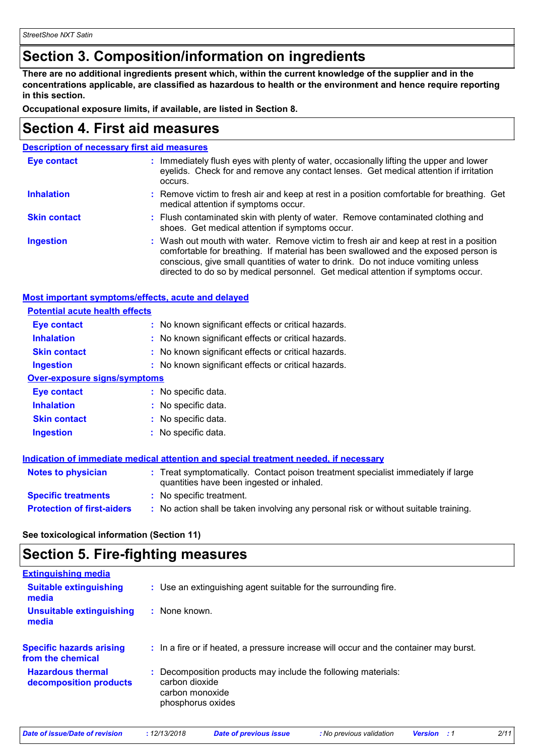## Section 3. Composition/information on ingredients

**There are no additional ingredients present which, within the current knowledge of the supplier and in the concentrations applicable, are classified as hazardous to health or the environment and hence require reporting in this section.**

**Occupational exposure limits, if available, are listed in Section 8.**

## Section 4. First aid measures

### Description of necessary first aid measures

| | |
|---|---|
| **Eye contact** | : Immediately flush eyes with plenty of water, occasionally lifting the upper and lower eyelids. Check for and remove any contact lenses. Get medical attention if irritation occurs. |
| **Inhalation** | : Remove victim to fresh air and keep at rest in a position comfortable for breathing. Get medical attention if symptoms occur. |
| **Skin contact** | : Flush contaminated skin with plenty of water. Remove contaminated clothing and shoes. Get medical attention if symptoms occur. |
| **Ingestion** | : Wash out mouth with water. Remove victim to fresh air and keep at rest in a position comfortable for breathing. If material has been swallowed and the exposed person is conscious, give small quantities of water to drink. Do not induce vomiting unless directed to do so by medical personnel. Get medical attention if symptoms occur. |

### Most important symptoms/effects, acute and delayed

**Potential acute health effects**

| | |
|---|---|
| **Eye contact** | : No known significant effects or critical hazards. |
| **Inhalation** | : No known significant effects or critical hazards. |
| **Skin contact** | : No known significant effects or critical hazards. |
| **Ingestion** | : No known significant effects or critical hazards. |

**Over-exposure signs/symptoms**

| | |
|---|---|
| **Eye contact** | : No specific data. |
| **Inhalation** | : No specific data. |
| **Skin contact** | : No specific data. |
| **Ingestion** | : No specific data. |

### Indication of immediate medical attention and special treatment needed, if necessary

| | |
|---|---|
| **Notes to physician** | : Treat symptomatically. Contact poison treatment specialist immediately if large quantities have been ingested or inhaled. |
| **Specific treatments** | : No specific treatment. |
| **Protection of first-aiders** | : No action shall be taken involving any personal risk or without suitable training. |

**See toxicological information (Section 11)**

## Section 5. Fire-fighting measures

### Extinguishing media

| | |
|---|---|
| **Suitable extinguishing media** | : Use an extinguishing agent suitable for the surrounding fire. |
| **Unsuitable extinguishing media** | : None known. |
| **Specific hazards arising from the chemical** | : In a fire or if heated, a pressure increase will occur and the container may burst. |
| **Hazardous thermal decomposition products** | : Decomposition products may include the following materials:<br>carbon dioxide<br>carbon monoxide<br>phosphorus oxides |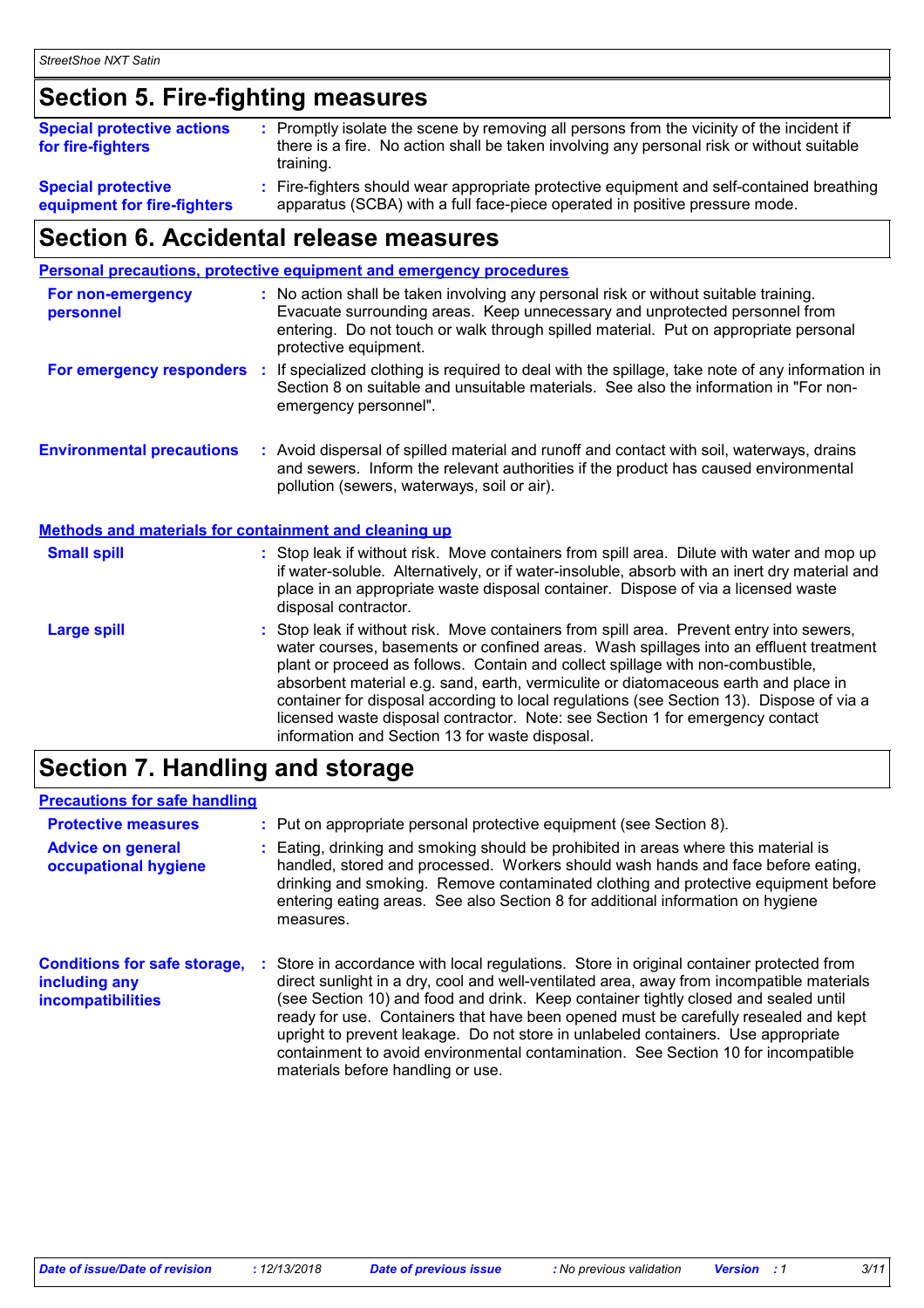## Section 5. Fire-fighting measures

| | |
|---|---|
| **Special protective actions for fire-fighters** | Promptly isolate the scene by removing all persons from the vicinity of the incident if there is a fire. No action shall be taken involving any personal risk or without suitable training. |
| **Special protective equipment for fire-fighters** | Fire-fighters should wear appropriate protective equipment and self-contained breathing apparatus (SCBA) with a full face-piece operated in positive pressure mode. |

## Section 6. Accidental release measures

### Personal precautions, protective equipment and emergency procedures

| | |
|---|---|
| **For non-emergency personnel** | No action shall be taken involving any personal risk or without suitable training. Evacuate surrounding areas. Keep unnecessary and unprotected personnel from entering. Do not touch or walk through spilled material. Put on appropriate personal protective equipment. |
| **For emergency responders** | If specialized clothing is required to deal with the spillage, take note of any information in Section 8 on suitable and unsuitable materials. See also the information in "For non-emergency personnel". |

| | |
|---|---|
| **Environmental precautions** | Avoid dispersal of spilled material and runoff and contact with soil, waterways, drains and sewers. Inform the relevant authorities if the product has caused environmental pollution (sewers, waterways, soil or air). |

### Methods and materials for containment and cleaning up

| | |
|---|---|
| **Small spill** | Stop leak if without risk. Move containers from spill area. Dilute with water and mop up if water-soluble. Alternatively, or if water-insoluble, absorb with an inert dry material and place in an appropriate waste disposal container. Dispose of via a licensed waste disposal contractor. |
| **Large spill** | Stop leak if without risk. Move containers from spill area. Prevent entry into sewers, water courses, basements or confined areas. Wash spillages into an effluent treatment plant or proceed as follows. Contain and collect spillage with non-combustible, absorbent material e.g. sand, earth, vermiculite or diatomaceous earth and place in container for disposal according to local regulations (see Section 13). Dispose of via a licensed waste disposal contractor. Note: see Section 1 for emergency contact information and Section 13 for waste disposal. |

## Section 7. Handling and storage

### Precautions for safe handling

| | |
|---|---|
| **Protective measures** | Put on appropriate personal protective equipment (see Section 8). |
| **Advice on general occupational hygiene** | Eating, drinking and smoking should be prohibited in areas where this material is handled, stored and processed. Workers should wash hands and face before eating, drinking and smoking. Remove contaminated clothing and protective equipment before entering eating areas. See also Section 8 for additional information on hygiene measures. |

| | |
|---|---|
| **Conditions for safe storage, including any incompatibilities** | Store in accordance with local regulations. Store in original container protected from direct sunlight in a dry, cool and well-ventilated area, away from incompatible materials (see Section 10) and food and drink. Keep container tightly closed and sealed until ready for use. Containers that have been opened must be carefully resealed and kept upright to prevent leakage. Do not store in unlabeled containers. Use appropriate containment to avoid environmental contamination. See Section 10 for incompatible materials before handling or use. |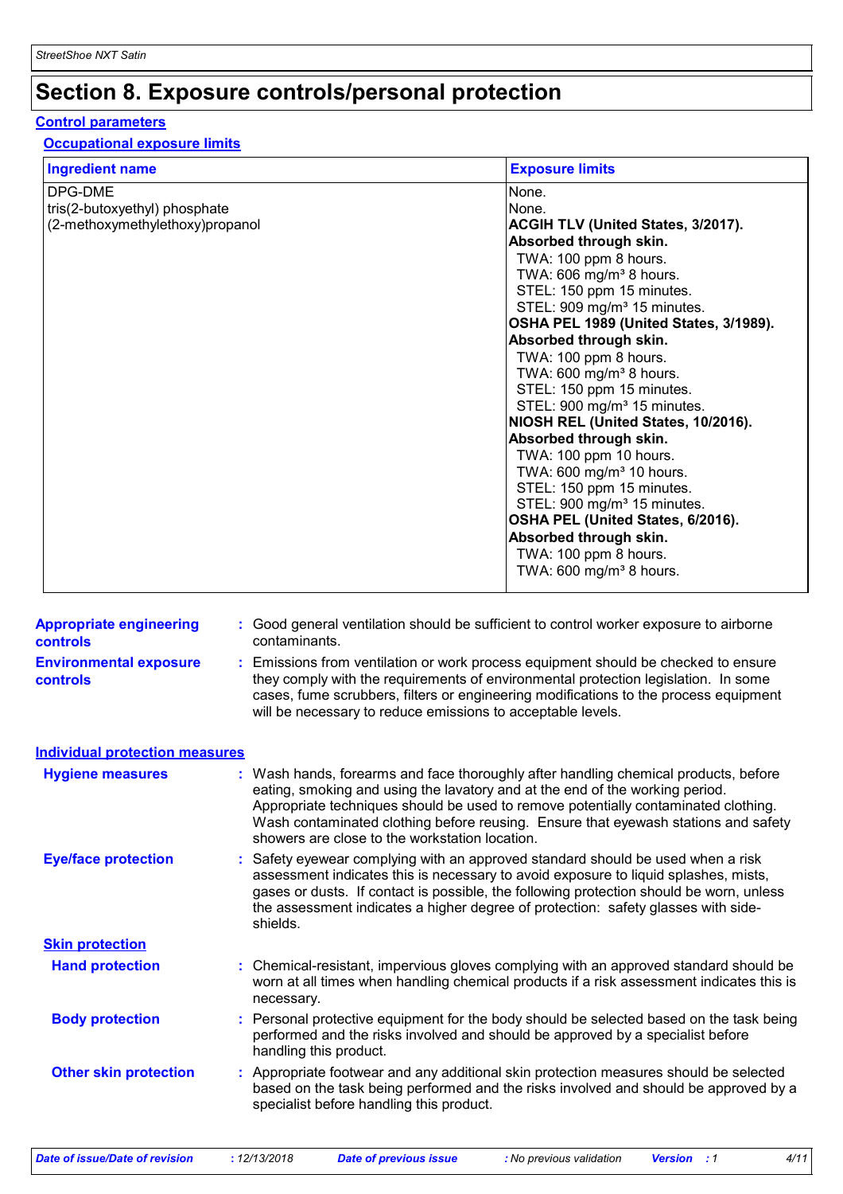# Section 8. Exposure controls/personal protection

## Control parameters

### Occupational exposure limits

| Ingredient name | Exposure limits |
|---|---|
| DPG-DME | None. |
| tris(2-butoxyethyl) phosphate | None. |
| (2-methoxymethylethoxy)propanol | **ACGIH TLV (United States, 3/2017).** **Absorbed through skin.** TWA: 100 ppm 8 hours. TWA: 606 mg/m³ 8 hours. STEL: 150 ppm 15 minutes. STEL: 909 mg/m³ 15 minutes. **OSHA PEL 1989 (United States, 3/1989).** **Absorbed through skin.** TWA: 100 ppm 8 hours. TWA: 600 mg/m³ 8 hours. STEL: 150 ppm 15 minutes. STEL: 900 mg/m³ 15 minutes. **NIOSH REL (United States, 10/2016).** **Absorbed through skin.** TWA: 100 ppm 10 hours. TWA: 600 mg/m³ 10 hours. STEL: 150 ppm 15 minutes. STEL: 900 mg/m³ 15 minutes. **OSHA PEL (United States, 6/2016).** **Absorbed through skin.** TWA: 100 ppm 8 hours. TWA: 600 mg/m³ 8 hours. |

**Appropriate engineering controls** : Good general ventilation should be sufficient to control worker exposure to airborne contaminants.

**Environmental exposure controls** : Emissions from ventilation or work process equipment should be checked to ensure they comply with the requirements of environmental protection legislation. In some cases, fume scrubbers, filters or engineering modifications to the process equipment will be necessary to reduce emissions to acceptable levels.

## Individual protection measures

**Hygiene measures** : Wash hands, forearms and face thoroughly after handling chemical products, before eating, smoking and using the lavatory and at the end of the working period. Appropriate techniques should be used to remove potentially contaminated clothing. Wash contaminated clothing before reusing. Ensure that eyewash stations and safety showers are close to the workstation location.

**Eye/face protection** : Safety eyewear complying with an approved standard should be used when a risk assessment indicates this is necessary to avoid exposure to liquid splashes, mists, gases or dusts. If contact is possible, the following protection should be worn, unless the assessment indicates a higher degree of protection: safety glasses with side-shields.

### Skin protection

**Hand protection** : Chemical-resistant, impervious gloves complying with an approved standard should be worn at all times when handling chemical products if a risk assessment indicates this is necessary.

**Body protection** : Personal protective equipment for the body should be selected based on the task being performed and the risks involved and should be approved by a specialist before handling this product.

**Other skin protection** : Appropriate footwear and any additional skin protection measures should be selected based on the task being performed and the risks involved and should be approved by a specialist before handling this product.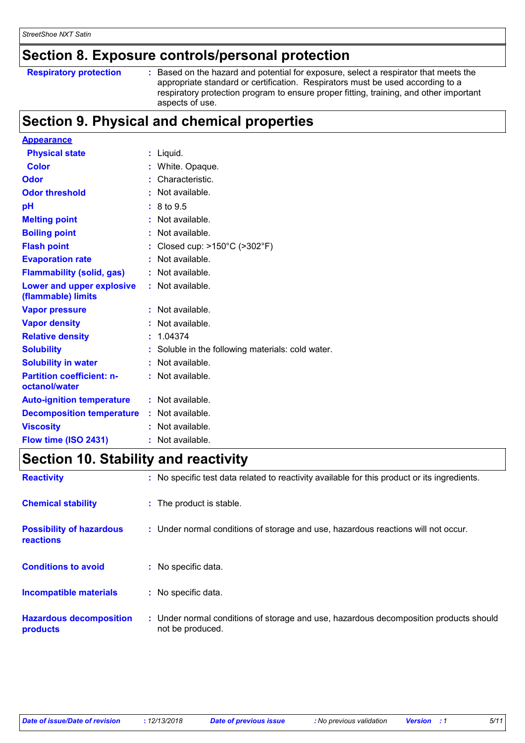## Section 8. Exposure controls/personal protection

| | | |
|---|---|---|
| **Respiratory protection** | : | Based on the hazard and potential for exposure, select a respirator that meets the appropriate standard or certification. Respirators must be used according to a respiratory protection program to ensure proper fitting, training, and other important aspects of use. |

## Section 9. Physical and chemical properties

**Appearance**

| | | |
|---|---|---|
| **Physical state** | : | Liquid. |
| **Color** | : | White. Opaque. |
| **Odor** | : | Characteristic. |
| **Odor threshold** | : | Not available. |
| **pH** | : | 8 to 9.5 |
| **Melting point** | : | Not available. |
| **Boiling point** | : | Not available. |
| **Flash point** | : | Closed cup: >150°C (>302°F) |
| **Evaporation rate** | : | Not available. |
| **Flammability (solid, gas)** | : | Not available. |
| **Lower and upper explosive (flammable) limits** | : | Not available. |
| **Vapor pressure** | : | Not available. |
| **Vapor density** | : | Not available. |
| **Relative density** | : | 1.04374 |
| **Solubility** | : | Soluble in the following materials: cold water. |
| **Solubility in water** | : | Not available. |
| **Partition coefficient: n-octanol/water** | : | Not available. |
| **Auto-ignition temperature** | : | Not available. |
| **Decomposition temperature** | : | Not available. |
| **Viscosity** | : | Not available. |
| **Flow time (ISO 2431)** | : | Not available. |

## Section 10. Stability and reactivity

| | | |
|---|---|---|
| **Reactivity** | : | No specific test data related to reactivity available for this product or its ingredients. |
| **Chemical stability** | : | The product is stable. |
| **Possibility of hazardous reactions** | : | Under normal conditions of storage and use, hazardous reactions will not occur. |
| **Conditions to avoid** | : | No specific data. |
| **Incompatible materials** | : | No specific data. |
| **Hazardous decomposition products** | : | Under normal conditions of storage and use, hazardous decomposition products should not be produced. |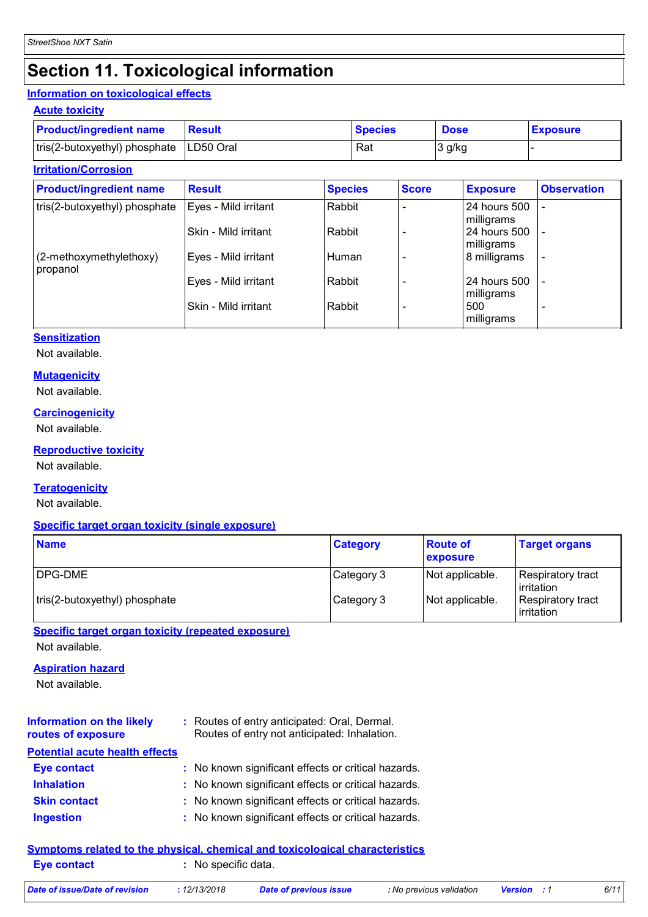# Section 11. Toxicological information

## Information on toxicological effects

### Acute toxicity

| Product/ingredient name | Result | Species | Dose | Exposure |
|---|---|---|---|---|
| tris(2-butoxyethyl) phosphate | LD50 Oral | Rat | 3 g/kg | - |

### Irritation/Corrosion

| Product/ingredient name | Result | Species | Score | Exposure | Observation |
|---|---|---|---|---|---|
| tris(2-butoxyethyl) phosphate | Eyes - Mild irritant | Rabbit | - | 24 hours 500 milligrams | - |
| | Skin - Mild irritant | Rabbit | - | 24 hours 500 milligrams | - |
| (2-methoxymethylethoxy) propanol | Eyes - Mild irritant | Human | - | 8 milligrams | - |
| | Eyes - Mild irritant | Rabbit | - | 24 hours 500 milligrams | - |
| | Skin - Mild irritant | Rabbit | - | 500 milligrams | - |

### Sensitization

Not available.

### Mutagenicity

Not available.

### Carcinogenicity

Not available.

### Reproductive toxicity

Not available.

### Teratogenicity

Not available.

### Specific target organ toxicity (single exposure)

| Name | Category | Route of exposure | Target organs |
|---|---|---|---|
| DPG-DME | Category 3 | Not applicable. | Respiratory tract irritation |
| tris(2-butoxyethyl) phosphate | Category 3 | Not applicable. | Respiratory tract irritation |

### Specific target organ toxicity (repeated exposure)

Not available.

### Aspiration hazard

Not available.

**Information on the likely routes of exposure** : Routes of entry anticipated: Oral, Dermal.
Routes of entry not anticipated: Inhalation.

## Potential acute health effects

**Eye contact** : No known significant effects or critical hazards.

**Inhalation** : No known significant effects or critical hazards.

**Skin contact** : No known significant effects or critical hazards.

**Ingestion** : No known significant effects or critical hazards.

## Symptoms related to the physical, chemical and toxicological characteristics

**Eye contact** : No specific data.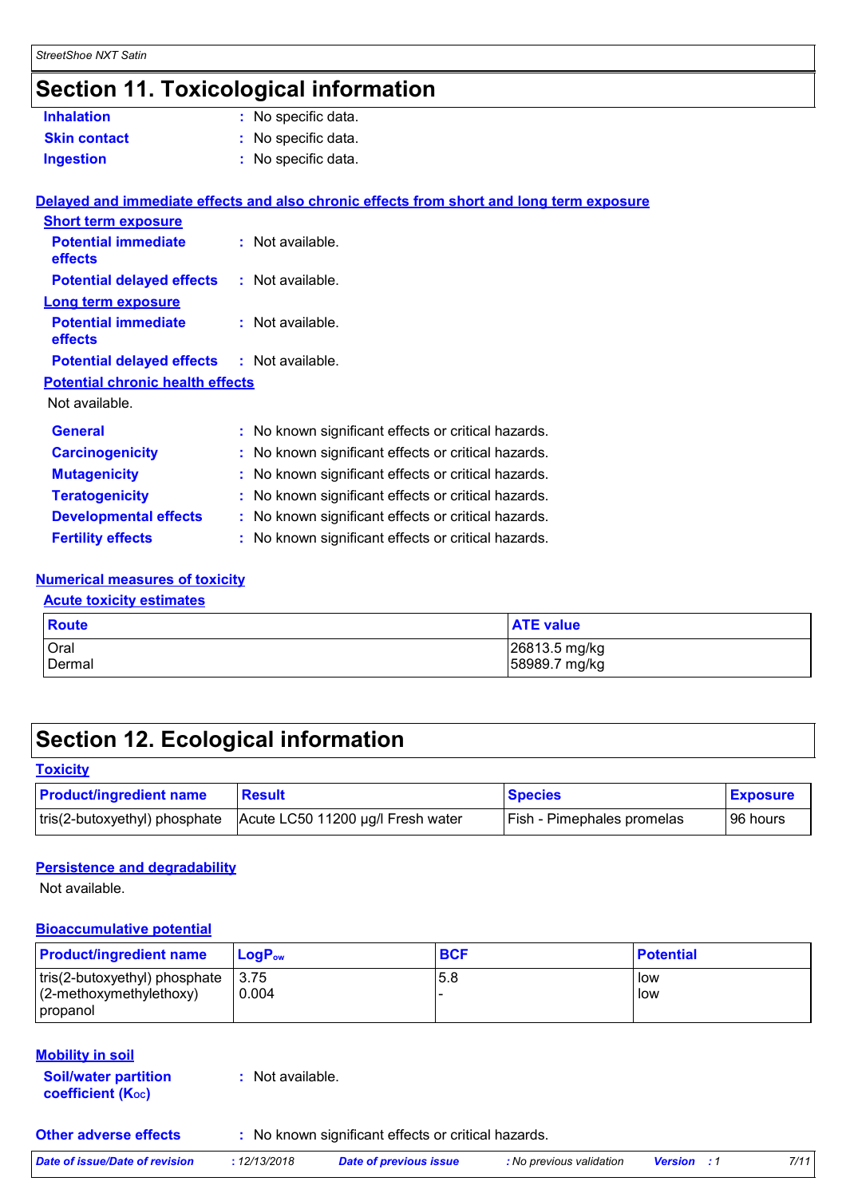## Section 11. Toxicological information

**Inhalation** : No specific data.

**Skin contact** : No specific data.

**Ingestion** : No specific data.

### Delayed and immediate effects and also chronic effects from short and long term exposure

**Short term exposure**

**Potential immediate effects** : Not available.

**Potential delayed effects** : Not available.

**Long term exposure**

**Potential immediate effects** : Not available.

**Potential delayed effects** : Not available.

**Potential chronic health effects**

Not available.

**General** : No known significant effects or critical hazards.

**Carcinogenicity** : No known significant effects or critical hazards.

**Mutagenicity** : No known significant effects or critical hazards.

**Teratogenicity** : No known significant effects or critical hazards.

**Developmental effects** : No known significant effects or critical hazards.

**Fertility effects** : No known significant effects or critical hazards.

### Numerical measures of toxicity

**Acute toxicity estimates**

| Route | ATE value |
|---|---|
| Oral | 26813.5 mg/kg |
| Dermal | 58989.7 mg/kg |

## Section 12. Ecological information

### Toxicity

| Product/ingredient name | Result | Species | Exposure |
|---|---|---|---|
| tris(2-butoxyethyl) phosphate | Acute LC50 11200 µg/l Fresh water | Fish - Pimephales promelas | 96 hours |

### Persistence and degradability

Not available.

### Bioaccumulative potential

| Product/ingredient name | $LogP_{ow}$ | BCF | Potential |
|---|---|---|---|
| tris(2-butoxyethyl) phosphate | 3.75 | 5.8 | low |
| (2-methoxymethylethoxy) propanol | 0.004 | - | low |

### Mobility in soil

**Soil/water partition coefficient ($K_{OC}$)** : Not available.

**Other adverse effects** : No known significant effects or critical hazards.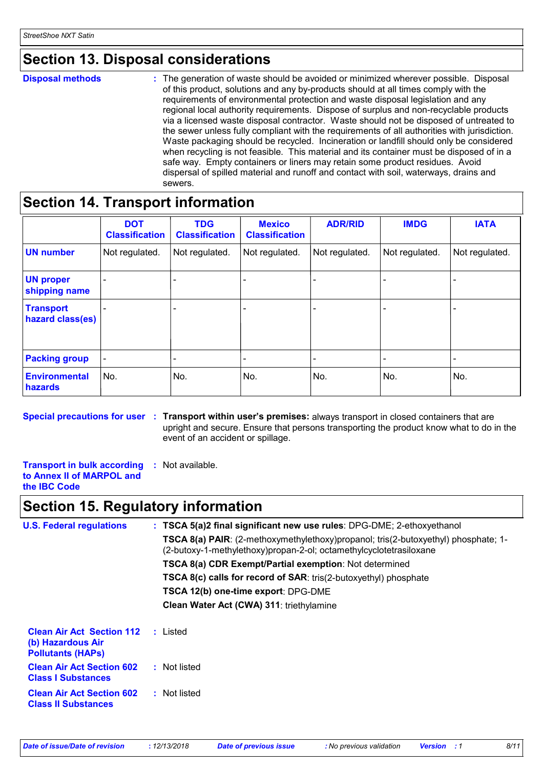## Section 13. Disposal considerations

**Disposal methods** : The generation of waste should be avoided or minimized wherever possible. Disposal of this product, solutions and any by-products should at all times comply with the requirements of environmental protection and waste disposal legislation and any regional local authority requirements. Dispose of surplus and non-recyclable products via a licensed waste disposal contractor. Waste should not be disposed of untreated to the sewer unless fully compliant with the requirements of all authorities with jurisdiction. Waste packaging should be recycled. Incineration or landfill should only be considered when recycling is not feasible. This material and its container must be disposed of in a safe way. Empty containers or liners may retain some product residues. Avoid dispersal of spilled material and runoff and contact with soil, waterways, drains and sewers.

## Section 14. Transport information

| | DOT Classification | TDG Classification | Mexico Classification | ADR/RID | IMDG | IATA |
|---|---|---|---|---|---|---|
| **UN number** | Not regulated. | Not regulated. | Not regulated. | Not regulated. | Not regulated. | Not regulated. |
| **UN proper shipping name** | - | - | - | - | - | - |
| **Transport hazard class(es)** | - | - | - | - | - | - |
| **Packing group** | - | - | - | - | - | - |
| **Environmental hazards** | No. | No. | No. | No. | No. | No. |

**Special precautions for user** : **Transport within user's premises:** always transport in closed containers that are upright and secure. Ensure that persons transporting the product know what to do in the event of an accident or spillage.

**Transport in bulk according to Annex II of MARPOL and the IBC Code** : Not available.

## Section 15. Regulatory information

**U.S. Federal regulations** : **TSCA 5(a)2 final significant new use rules**: DPG-DME; 2-ethoxyethanol

**TSCA 8(a) PAIR**: (2-methoxymethylethoxy)propanol; tris(2-butoxyethyl) phosphate; 1-(2-butoxy-1-methylethoxy)propan-2-ol; octamethylcyclotetrasiloxane

**TSCA 8(a) CDR Exempt/Partial exemption**: Not determined

**TSCA 8(c) calls for record of SAR**: tris(2-butoxyethyl) phosphate

**TSCA 12(b) one-time export**: DPG-DME

**Clean Water Act (CWA) 311**: triethylamine

**Clean Air Act Section 112 (b) Hazardous Air Pollutants (HAPs)** : Listed

**Clean Air Act Section 602 Class I Substances** : Not listed

**Clean Air Act Section 602 Class II Substances** : Not listed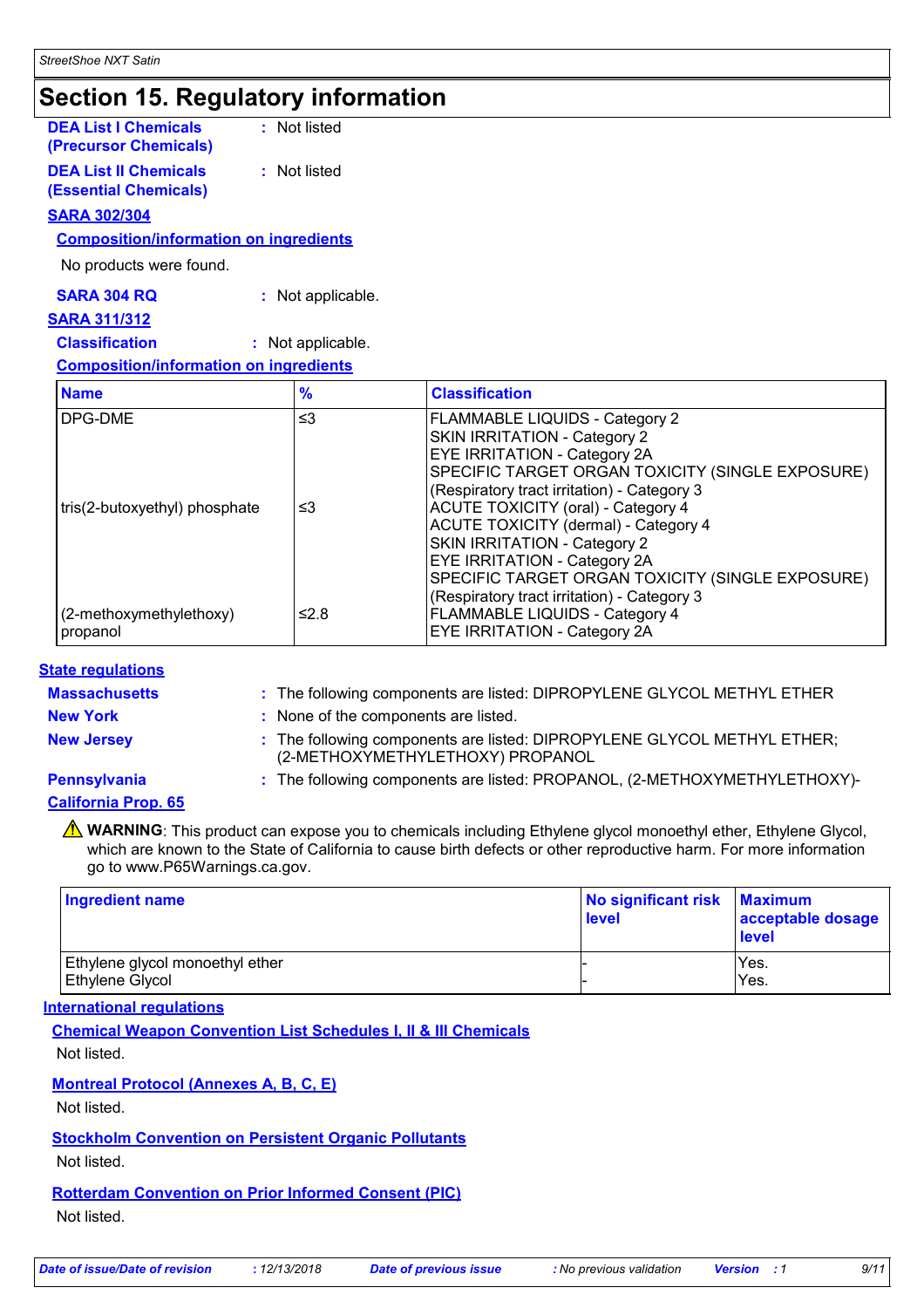## Section 15. Regulatory information

**DEA List I Chemicals (Precursor Chemicals)** : Not listed

**DEA List II Chemicals (Essential Chemicals)** : Not listed

**SARA 302/304**

**Composition/information on ingredients**

No products were found.

**SARA 304 RQ** : Not applicable.

**SARA 311/312**

**Classification** : Not applicable.

**Composition/information on ingredients**

| Name | % | Classification |
|---|---|---|
| DPG-DME | ≤3 | FLAMMABLE LIQUIDS - Category 2<br>SKIN IRRITATION - Category 2<br>EYE IRRITATION - Category 2A<br>SPECIFIC TARGET ORGAN TOXICITY (SINGLE EXPOSURE) (Respiratory tract irritation) - Category 3 |
| tris(2-butoxyethyl) phosphate | ≤3 | ACUTE TOXICITY (oral) - Category 4<br>ACUTE TOXICITY (dermal) - Category 4<br>SKIN IRRITATION - Category 2<br>EYE IRRITATION - Category 2A<br>SPECIFIC TARGET ORGAN TOXICITY (SINGLE EXPOSURE) (Respiratory tract irritation) - Category 3 |
| (2-methoxymethylethoxy) propanol | ≤2.8 | FLAMMABLE LIQUIDS - Category 4<br>EYE IRRITATION - Category 2A |

**State regulations**

**Massachusetts** : The following components are listed: DIPROPYLENE GLYCOL METHYL ETHER

**New York** : None of the components are listed.

**New Jersey** : The following components are listed: DIPROPYLENE GLYCOL METHYL ETHER; (2-METHOXYMETHYLETHOXY) PROPANOL

**Pennsylvania** : The following components are listed: PROPANOL, (2-METHOXYMETHYLETHOXY)-

**California Prop. 65**

⚠ **WARNING**: This product can expose you to chemicals including Ethylene glycol monoethyl ether, Ethylene Glycol, which are known to the State of California to cause birth defects or other reproductive harm. For more information go to www.P65Warnings.ca.gov.

| Ingredient name | No significant risk level | Maximum acceptable dosage level |
|---|---|---|
| Ethylene glycol monoethyl ether | - | Yes. |
| Ethylene Glycol | - | Yes. |

**International regulations**

**Chemical Weapon Convention List Schedules I, II & III Chemicals**

Not listed.

**Montreal Protocol (Annexes A, B, C, E)**

Not listed.

**Stockholm Convention on Persistent Organic Pollutants**

Not listed.

**Rotterdam Convention on Prior Informed Consent (PIC)**

Not listed.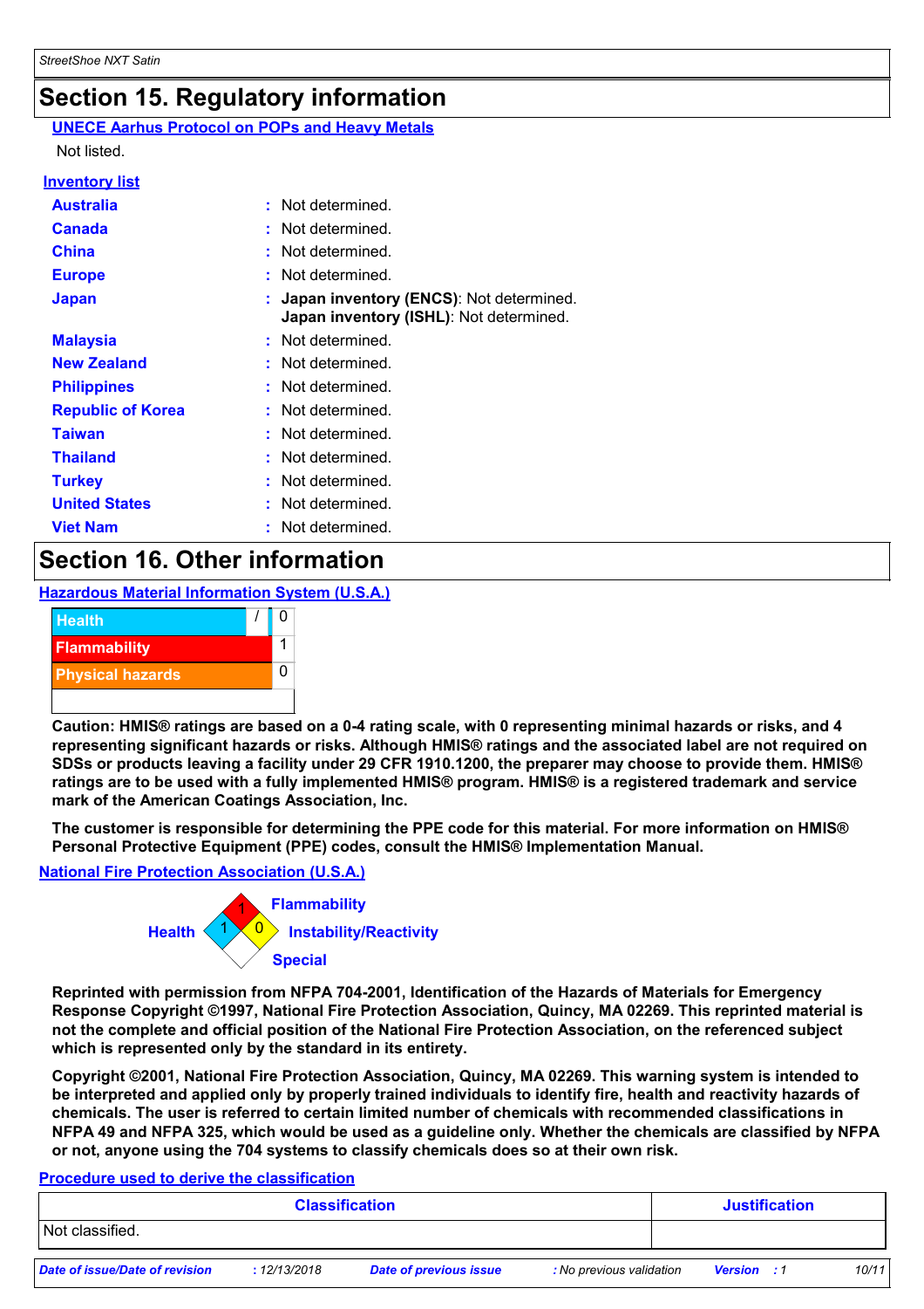## Section 15. Regulatory information

**UNECE Aarhus Protocol on POPs and Heavy Metals**

Not listed.

**Inventory list**

| | |
|---|---|
| **Australia** | : Not determined. |
| **Canada** | : Not determined. |
| **China** | : Not determined. |
| **Europe** | : Not determined. |
| **Japan** | : **Japan inventory (ENCS)**: Not determined. **Japan inventory (ISHL)**: Not determined. |
| **Malaysia** | : Not determined. |
| **New Zealand** | : Not determined. |
| **Philippines** | : Not determined. |
| **Republic of Korea** | : Not determined. |
| **Taiwan** | : Not determined. |
| **Thailand** | : Not determined. |
| **Turkey** | : Not determined. |
| **United States** | : Not determined. |
| **Viet Nam** | : Not determined. |

## Section 16. Other information

**Hazardous Material Information System (U.S.A.)**

| | | |
|---|---|---|
| Health | / | 0 |
| Flammability | | 1 |
| Physical hazards | | 0 |

**Caution: HMIS® ratings are based on a 0-4 rating scale, with 0 representing minimal hazards or risks, and 4 representing significant hazards or risks. Although HMIS® ratings and the associated label are not required on SDSs or products leaving a facility under 29 CFR 1910.1200, the preparer may choose to provide them. HMIS® ratings are to be used with a fully implemented HMIS® program. HMIS® is a registered trademark and service mark of the American Coatings Association, Inc.**

**The customer is responsible for determining the PPE code for this material. For more information on HMIS® Personal Protective Equipment (PPE) codes, consult the HMIS® Implementation Manual.**

**National Fire Protection Association (U.S.A.)**

Health: 1
Flammability: 1
Instability/Reactivity: 0
Special:

**Reprinted with permission from NFPA 704-2001, Identification of the Hazards of Materials for Emergency Response Copyright ©1997, National Fire Protection Association, Quincy, MA 02269. This reprinted material is not the complete and official position of the National Fire Protection Association, on the referenced subject which is represented only by the standard in its entirety.**

**Copyright ©2001, National Fire Protection Association, Quincy, MA 02269. This warning system is intended to be interpreted and applied only by properly trained individuals to identify fire, health and reactivity hazards of chemicals. The user is referred to certain limited number of chemicals with recommended classifications in NFPA 49 and NFPA 325, which would be used as a guideline only. Whether the chemicals are classified by NFPA or not, anyone using the 704 systems to classify chemicals does so at their own risk.**

**Procedure used to derive the classification**

| Classification | Justification |
|---|---|
| Not classified. | |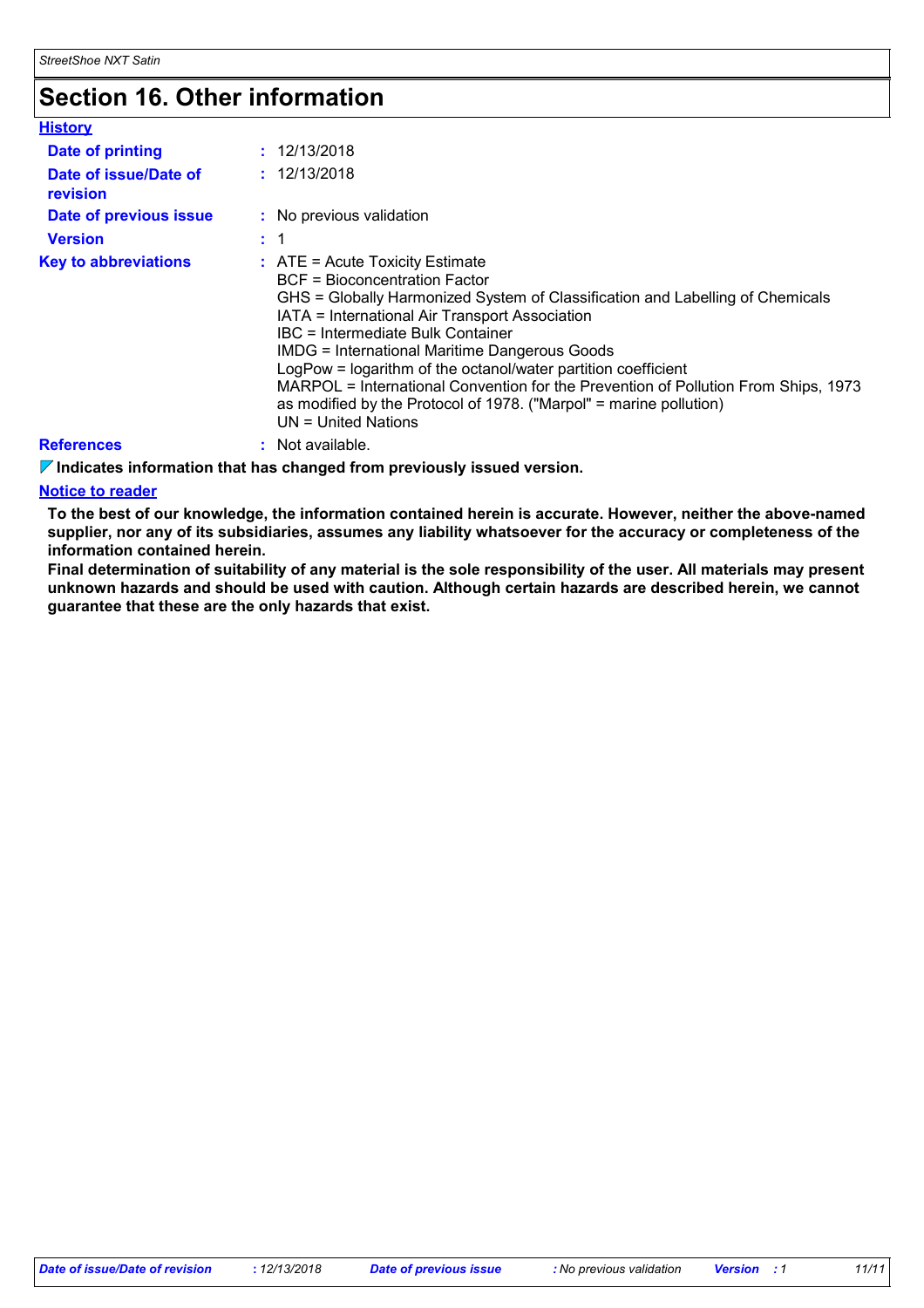# Section 16. Other information

## History

| | | |
|---|---|---|
| **Date of printing** | : | 12/13/2018 |
| **Date of issue/Date of revision** | : | 12/13/2018 |
| **Date of previous issue** | : | No previous validation |
| **Version** | : | 1 |

**Key to abbreviations** : ATE = Acute Toxicity Estimate
BCF = Bioconcentration Factor
GHS = Globally Harmonized System of Classification and Labelling of Chemicals
IATA = International Air Transport Association
IBC = Intermediate Bulk Container
IMDG = International Maritime Dangerous Goods
LogPow = logarithm of the octanol/water partition coefficient
MARPOL = International Convention for the Prevention of Pollution From Ships, 1973 as modified by the Protocol of 1978. ("Marpol" = marine pollution)
UN = United Nations

**References** : Not available.

**Indicates information that has changed from previously issued version.**

## Notice to reader

**To the best of our knowledge, the information contained herein is accurate. However, neither the above-named supplier, nor any of its subsidiaries, assumes any liability whatsoever for the accuracy or completeness of the information contained herein.**

**Final determination of suitability of any material is the sole responsibility of the user. All materials may present unknown hazards and should be used with caution. Although certain hazards are described herein, we cannot guarantee that these are the only hazards that exist.**